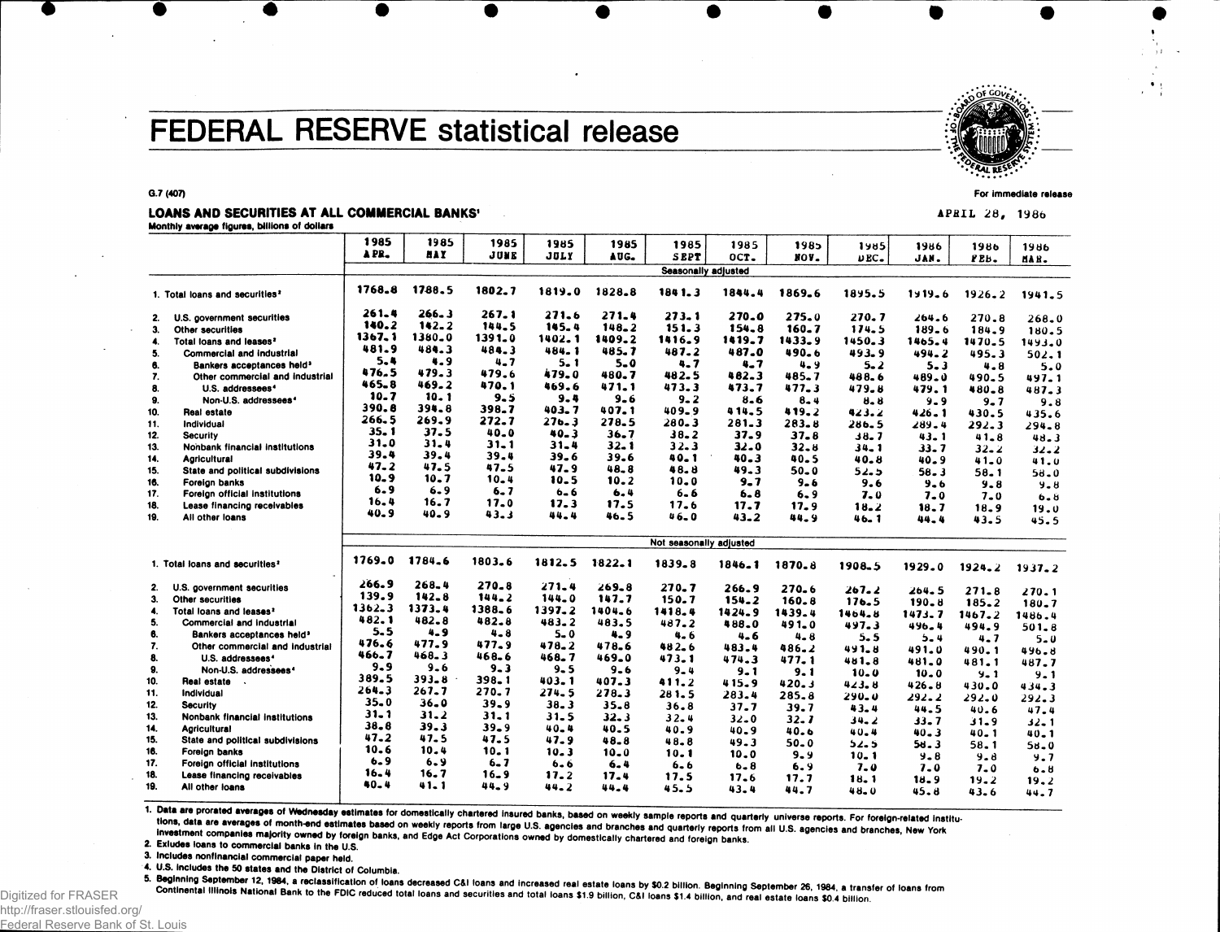# FEDERAL RESERVE statistical release

G.7 (407)

For immediate release

APRIL 28, 1986

## LOANS AND SECURITIES AT ALL COMMERCIAL BANKS[1]

Monthly average figures, billions of dollars

| | 1985 APR. | 1985 MAY | 1985 JUNE | 1985 JULY | 1985 AUG. | 1985 SEPT | 1985 OCT. | 1985 NOV. | 1985 DEC. | 1986 JAN. | 1986 FEB. | 1986 MAR. |
|---|---|---|---|---|---|---|---|---|---|---|---|---|
| | Seasonally adjusted | | | | | | | | | | | |
| 1. Total loans and securities[2] | 1768.8 | 1788.5 | 1802.7 | 1819.0 | 1828.8 | 1841.3 | 1844.4 | 1869.6 | 1895.5 | 1919.6 | 1926.2 | 1941.5 |
| 2. U.S. government securities | 261.4 | 266.3 | 267.1 | 271.6 | 271.4 | 273.1 | 270.0 | 275.0 | 270.7 | 264.6 | 270.8 | 268.0 |
| 3. Other securities | 140.2 | 142.2 | 144.5 | 145.4 | 148.2 | 151.3 | 154.8 | 160.7 | 174.5 | 189.6 | 184.9 | 180.5 |
| 4. Total loans and leases[2] | 1367.1 | 1380.0 | 1391.0 | 1402.1 | 1409.2 | 1416.9 | 1419.7 | 1433.9 | 1450.3 | 1465.4 | 1470.5 | 1493.0 |
| 5. Commercial and industrial | 481.9 | 484.3 | 484.3 | 484.1 | 485.7 | 487.2 | 487.0 | 490.6 | 493.9 | 494.2 | 495.3 | 502.1 |
| 6. Bankers acceptances held[3] | 5.4 | 4.9 | 4.7 | 5.1 | 5.0 | 4.7 | 4.7 | 4.9 | 5.2 | 5.3 | 4.8 | 5.0 |
| 7. Other commercial and industrial | 476.5 | 479.3 | 479.6 | 479.0 | 480.7 | 482.5 | 482.3 | 485.7 | 488.6 | 489.0 | 490.5 | 497.1 |
| 8. U.S. addressees[4] | 465.8 | 469.2 | 470.1 | 469.6 | 471.1 | 473.3 | 473.7 | 477.3 | 479.8 | 479.1 | 480.8 | 487.3 |
| 9. Non-U.S. addressees[4] | 10.7 | 10.1 | 9.5 | 9.4 | 9.6 | 9.2 | 8.6 | 8.4 | 8.8 | 9.9 | 9.7 | 9.8 |
| 10. Real estate | 390.8 | 394.8 | 398.7 | 403.7 | 407.1 | 409.9 | 414.5 | 419.2 | 423.2 | 426.1 | 430.5 | 435.6 |
| 11. Individual | 266.5 | 269.9 | 272.7 | 276.3 | 278.5 | 280.3 | 281.3 | 283.8 | 286.5 | 289.4 | 292.3 | 294.8 |
| 12. Security | 35.1 | 37.5 | 40.0 | 40.3 | 36.7 | 38.2 | 37.9 | 37.8 | 38.7 | 43.1 | 41.8 | 48.3 |
| 13. Nonbank financial institutions | 31.0 | 31.4 | 31.1 | 31.4 | 32.1 | 32.3 | 32.0 | 32.8 | 34.1 | 33.7 | 32.2 | 32.2 |
| 14. Agricultural | 39.4 | 39.4 | 39.4 | 39.6 | 39.6 | 40.1 | 40.3 | 40.5 | 40.8 | 40.9 | 41.0 | 41.0 |
| 15. State and political subdivisions | 47.2 | 47.5 | 47.5 | 47.9 | 48.8 | 48.8 | 49.3 | 50.0 | 52.5 | 58.3 | 58.1 | 58.0 |
| 16. Foreign banks | 10.9 | 10.7 | 10.4 | 10.5 | 10.2 | 10.0 | 9.7 | 9.6 | 9.6 | 9.6 | 9.8 | 9.8 |
| 17. Foreign official institutions | 6.9 | 6.9 | 6.7 | 6.6 | 6.4 | 6.6 | 6.8 | 6.9 | 7.0 | 7.0 | 7.0 | 6.8 |
| 18. Lease financing receivables | 16.4 | 16.7 | 17.0 | 17.3 | 17.5 | 17.6 | 17.7 | 17.9 | 18.2 | 18.7 | 18.9 | 19.0 |
| 19. All other loans | 40.9 | 40.9 | 43.3 | 44.4 | 46.5 | 46.0 | 43.2 | 44.9 | 46.1 | 44.4 | 43.5 | 45.5 |
| | Not seasonally adjusted | | | | | | | | | | | |
| 1. Total loans and securities[2] | 1769.0 | 1784.6 | 1803.6 | 1812.5 | 1822.1 | 1839.8 | 1846.1 | 1870.8 | 1908.5 | 1929.0 | 1924.2 | 1937.2 |
| 2. U.S. government securities | 266.9 | 268.4 | 270.8 | 271.4 | 269.8 | 270.7 | 266.9 | 270.6 | 267.2 | 264.5 | 271.8 | 270.1 |
| 3. Other securities | 139.9 | 142.8 | 144.2 | 144.0 | 147.7 | 150.7 | 154.2 | 160.8 | 176.5 | 190.8 | 185.2 | 180.7 |
| 4. Total loans and leases[2] | 1362.3 | 1373.4 | 1388.6 | 1397.2 | 1404.6 | 1418.4 | 1424.9 | 1439.4 | 1464.8 | 1473.7 | 1467.2 | 1486.4 |
| 5. Commercial and industrial | 482.1 | 482.8 | 482.8 | 483.2 | 483.5 | 487.2 | 488.0 | 491.0 | 497.3 | 496.4 | 494.9 | 501.8 |
| 6. Bankers acceptances held[3] | 5.5 | 4.9 | 4.8 | 5.0 | 4.9 | 4.6 | 4.6 | 4.8 | 5.5 | 5.4 | 4.7 | 5.0 |
| 7. Other commercial and industrial | 476.6 | 477.9 | 477.9 | 478.2 | 478.6 | 482.6 | 483.4 | 486.2 | 491.8 | 491.0 | 490.1 | 496.8 |
| 8. U.S. addressees[4] | 466.7 | 468.3 | 468.6 | 468.7 | 469.0 | 473.1 | 474.3 | 477.1 | 481.8 | 481.0 | 481.1 | 487.7 |
| 9. Non-U.S. addressees[4] | 9.9 | 9.6 | 9.3 | 9.5 | 9.6 | 9.4 | 9.1 | 9.1 | 10.0 | 10.0 | 9.1 | 9.1 |
| 10. Real estate | 389.5 | 393.8 | 398.1 | 403.1 | 407.3 | 411.2 | 415.9 | 420.3 | 423.8 | 426.8 | 430.0 | 434.3 |
| 11. Individual | 264.3 | 267.7 | 270.7 | 274.5 | 278.3 | 281.5 | 283.4 | 285.8 | 290.0 | 292.2 | 292.0 | 292.3 |
| 12. Security | 35.0 | 36.0 | 39.9 | 38.3 | 35.8 | 36.8 | 37.7 | 39.7 | 43.4 | 44.5 | 40.6 | 47.4 |
| 13. Nonbank financial institutions | 31.1 | 31.2 | 31.1 | 31.5 | 32.3 | 32.4 | 32.0 | 32.7 | 34.2 | 33.7 | 31.9 | 32.1 |
| 14. Agricultural | 38.8 | 39.3 | 39.9 | 40.4 | 40.5 | 40.9 | 40.9 | 40.6 | 40.4 | 40.3 | 40.1 | 40.1 |
| 15. State and political subdivisions | 47.2 | 47.5 | 47.5 | 47.9 | 48.8 | 48.8 | 49.3 | 50.0 | 52.5 | 58.3 | 58.1 | 58.0 |
| 16. Foreign banks | 10.6 | 10.4 | 10.1 | 10.3 | 10.0 | 10.1 | 10.0 | 9.9 | 10.1 | 9.8 | 9.8 | 9.7 |
| 17. Foreign official institutions | 6.9 | 6.9 | 6.7 | 6.6 | 6.4 | 6.6 | 6.8 | 6.9 | 7.0 | 7.0 | 7.0 | 6.8 |
| 18. Lease financing receivables | 16.4 | 16.7 | 16.9 | 17.2 | 17.4 | 17.5 | 17.6 | 17.7 | 18.1 | 18.9 | 19.2 | 19.2 |
| 19. All other loans | 40.4 | 41.1 | 44.9 | 44.2 | 44.4 | 45.5 | 43.4 | 44.7 | 48.0 | 45.8 | 43.6 | 44.7 |

1. Data are prorated averages of Wednesday estimates for domestically chartered insured banks, based on weekly sample reports and quarterly universe reports. For foreign-related institutions, data are averages of month-end estimates based on weekly reports from large U.S. agencies and branches and quarterly reports from all U.S. agencies and branches, New York investment companies majority owned by foreign banks, and Edge Act Corporations owned by domestically chartered and foreign banks.
2. Exludes loans to commercial banks in the U.S.
3. Includes nonfinancial commercial paper held.
4. U.S. includes the 50 states and the District of Columbia.
5. Beginning September 12, 1984, a reclassification of loans decreased C&I loans and increased real estate loans by $0.2 billion. Beginning September 26, 1984, a transfer of loans from Continental Illinois National Bank to the FDIC reduced total loans and securities and total loans $1.9 billion, C&I loans $1.4 billion, and real estate loans $0.4 billion.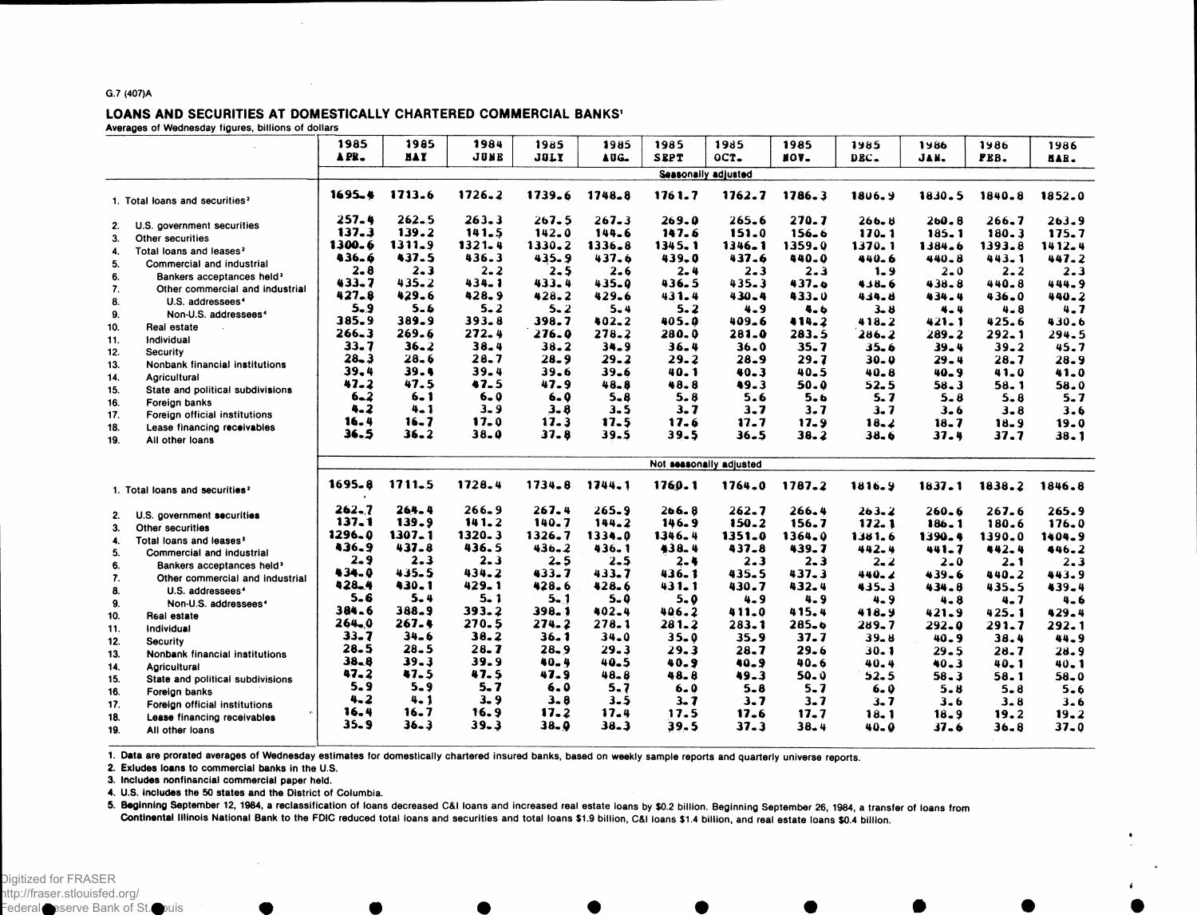G.7 (407)A

## LOANS AND SECURITIES AT DOMESTICALLY CHARTERED COMMERCIAL BANKS[1]

Averages of Wednesday figures, billions of dollars

| | 1985 APR. | 1985 MAY | 1984 JUNE | 1985 JULY | 1985 AUG. | 1985 SEPT | 1985 OCT. | 1985 NOV. | 1985 DEC. | 1986 JAN. | 1986 FEB. | 1986 MAR. |
|---|---|---|---|---|---|---|---|---|---|---|---|---|
| | Seasonally adjusted | | | | | | | | | | | |
| 1. Total loans and securities[2] | 1695.4 | 1713.6 | 1726.2 | 1739.6 | 1748.8 | 1761.7 | 1762.7 | 1786.3 | 1806.9 | 1830.5 | 1840.8 | 1852.0 |
| 2. U.S. government securities | 257.4 | 262.5 | 263.3 | 267.5 | 267.3 | 269.0 | 265.6 | 270.7 | 266.8 | 260.8 | 266.7 | 263.9 |
| 3. Other securities | 137.3 | 139.2 | 141.5 | 142.0 | 144.6 | 147.6 | 151.0 | 156.6 | 170.1 | 185.1 | 180.3 | 175.7 |
| 4. Total loans and leases[2] | 1300.6 | 1311.9 | 1321.4 | 1330.2 | 1336.8 | 1345.1 | 1346.1 | 1359.0 | 1370.1 | 1384.6 | 1393.8 | 1412.4 |
| 5. Commercial and industrial | 436.6 | 437.5 | 436.3 | 435.9 | 437.6 | 439.0 | 437.6 | 440.0 | 440.6 | 440.8 | 443.1 | 447.2 |
| 6. Bankers acceptances held[3] | 2.8 | 2.3 | 2.2 | 2.5 | 2.6 | 2.4 | 2.3 | 2.3 | 1.9 | 2.0 | 2.2 | 2.3 |
| 7. Other commercial and industrial | 433.7 | 435.2 | 434.1 | 433.4 | 435.0 | 436.5 | 435.3 | 437.6 | 438.6 | 438.8 | 440.8 | 444.9 |
| 8. U.S. addressees[4] | 427.8 | 429.6 | 428.9 | 428.2 | 429.6 | 431.4 | 430.4 | 433.0 | 434.8 | 434.4 | 436.0 | 440.2 |
| 9. Non-U.S. addressees[4] | 5.9 | 5.6 | 5.2 | 5.2 | 5.4 | 5.2 | 4.9 | 4.6 | 3.8 | 4.4 | 4.8 | 4.7 |
| 10. Real estate | 385.9 | 389.9 | 393.8 | 398.7 | 402.2 | 405.0 | 409.6 | 414.2 | 418.2 | 421.1 | 425.6 | 430.6 |
| 11. Individual | 266.3 | 269.6 | 272.4 | 276.0 | 278.2 | 280.0 | 281.0 | 283.5 | 286.2 | 289.2 | 292.1 | 294.5 |
| 12. Security | 33.7 | 36.2 | 38.4 | 38.2 | 34.9 | 36.4 | 36.0 | 35.7 | 35.6 | 39.4 | 39.2 | 45.7 |
| 13. Nonbank financial institutions | 28.3 | 28.6 | 28.7 | 28.9 | 29.2 | 29.2 | 28.9 | 29.7 | 30.0 | 29.4 | 28.7 | 28.9 |
| 14. Agricultural | 39.4 | 39.4 | 39.4 | 39.6 | 39.6 | 40.1 | 40.3 | 40.5 | 40.8 | 40.9 | 41.0 | 41.0 |
| 15. State and political subdivisions | 47.2 | 47.5 | 47.5 | 47.9 | 48.8 | 48.8 | 49.3 | 50.0 | 52.5 | 58.3 | 58.1 | 58.0 |
| 16. Foreign banks | 6.2 | 6.1 | 6.0 | 6.0 | 5.8 | 5.8 | 5.6 | 5.6 | 5.7 | 5.8 | 5.8 | 5.7 |
| 17. Foreign official institutions | 4.2 | 4.1 | 3.9 | 3.8 | 3.5 | 3.7 | 3.7 | 3.7 | 3.7 | 3.6 | 3.8 | 3.6 |
| 18. Lease financing receivables | 16.4 | 16.7 | 17.0 | 17.3 | 17.5 | 17.6 | 17.7 | 17.9 | 18.2 | 18.7 | 18.9 | 19.0 |
| 19. All other loans | 36.5 | 36.2 | 38.0 | 37.8 | 39.5 | 39.5 | 36.5 | 38.2 | 38.6 | 37.4 | 37.7 | 38.1 |
| | Not seasonally adjusted | | | | | | | | | | | |
| 1. Total loans and securities[2] | 1695.8 | 1711.5 | 1728.4 | 1734.8 | 1744.1 | 1760.1 | 1764.0 | 1787.2 | 1816.9 | 1837.1 | 1838.2 | 1846.8 |
| 2. U.S. government securities | 262.7 | 264.4 | 266.9 | 267.4 | 265.9 | 266.8 | 262.7 | 266.4 | 263.2 | 260.6 | 267.6 | 265.9 |
| 3. Other securities | 137.1 | 139.9 | 141.2 | 140.7 | 144.2 | 146.9 | 150.2 | 156.7 | 172.1 | 186.1 | 180.6 | 176.0 |
| 4. Total loans and leases[2] | 1296.0 | 1307.1 | 1320.3 | 1326.7 | 1334.0 | 1346.4 | 1351.0 | 1364.0 | 1381.6 | 1390.4 | 1390.0 | 1404.9 |
| 5. Commercial and industrial | 436.9 | 437.8 | 436.5 | 436.2 | 436.1 | 438.4 | 437.8 | 439.7 | 442.4 | 441.7 | 442.4 | 446.2 |
| 6. Bankers acceptances held[3] | 2.9 | 2.3 | 2.3 | 2.5 | 2.5 | 2.4 | 2.3 | 2.3 | 2.2 | 2.0 | 2.1 | 2.3 |
| 7. Other commercial and industrial | 434.0 | 435.5 | 434.2 | 433.7 | 433.7 | 436.1 | 435.5 | 437.3 | 440.2 | 439.6 | 440.2 | 443.9 |
| 8. U.S. addressees[4] | 428.4 | 430.1 | 429.1 | 428.6 | 428.6 | 431.1 | 430.7 | 432.4 | 435.3 | 434.8 | 435.5 | 439.4 |
| 9. Non-U.S. addressees[4] | 5.6 | 5.4 | 5.1 | 5.1 | 5.0 | 5.0 | 4.9 | 4.9 | 4.9 | 4.8 | 4.7 | 4.6 |
| 10. Real estate | 384.6 | 388.9 | 393.2 | 398.1 | 402.4 | 406.2 | 411.0 | 415.4 | 418.9 | 421.9 | 425.1 | 429.4 |
| 11. Individual | 264.0 | 267.4 | 270.5 | 274.2 | 278.1 | 281.2 | 283.1 | 285.6 | 289.7 | 292.0 | 291.7 | 292.1 |
| 12. Security | 33.7 | 34.6 | 38.2 | 36.1 | 34.0 | 35.0 | 35.9 | 37.7 | 39.8 | 40.9 | 38.4 | 44.9 |
| 13. Nonbank financial institutions | 28.5 | 28.5 | 28.7 | 28.9 | 29.3 | 29.3 | 28.7 | 29.6 | 30.1 | 29.5 | 28.7 | 28.9 |
| 14. Agricultural | 38.8 | 39.3 | 39.9 | 40.4 | 40.5 | 40.9 | 40.9 | 40.6 | 40.4 | 40.3 | 40.1 | 40.1 |
| 15. State and political subdivisions | 47.2 | 47.5 | 47.5 | 47.9 | 48.8 | 48.8 | 49.3 | 50.0 | 52.5 | 58.3 | 58.1 | 58.0 |
| 16. Foreign banks | 5.9 | 5.9 | 5.7 | 6.0 | 5.7 | 6.0 | 5.8 | 5.7 | 6.0 | 5.8 | 5.8 | 5.6 |
| 17. Foreign official institutions | 4.2 | 4.1 | 3.9 | 3.8 | 3.5 | 3.7 | 3.7 | 3.7 | 3.7 | 3.6 | 3.8 | 3.6 |
| 18. Lease financing receivables | 16.4 | 16.7 | 16.9 | 17.2 | 17.4 | 17.5 | 17.6 | 17.7 | 18.1 | 18.9 | 19.2 | 19.2 |
| 19. All other loans | 35.9 | 36.3 | 39.3 | 38.0 | 38.3 | 39.5 | 37.3 | 38.4 | 40.0 | 37.6 | 36.8 | 37.0 |

1. Data are prorated averages of Wednesday estimates for domestically chartered insured banks, based on weekly sample reports and quarterly universe reports.
2. Exludes loans to commercial banks in the U.S.
3. Includes nonfinancial commercial paper held.
4. U.S. includes the 50 states and the District of Columbia.
5. Beginning September 12, 1984, a reclassification of loans decreased C&I loans and increased real estate loans by $0.2 billion. Beginning September 26, 1984, a transfer of loans from Continental Illinois National Bank to the FDIC reduced total loans and securities and total loans $1.9 billion, C&I loans $1.4 billion, and real estate loans $0.4 billion.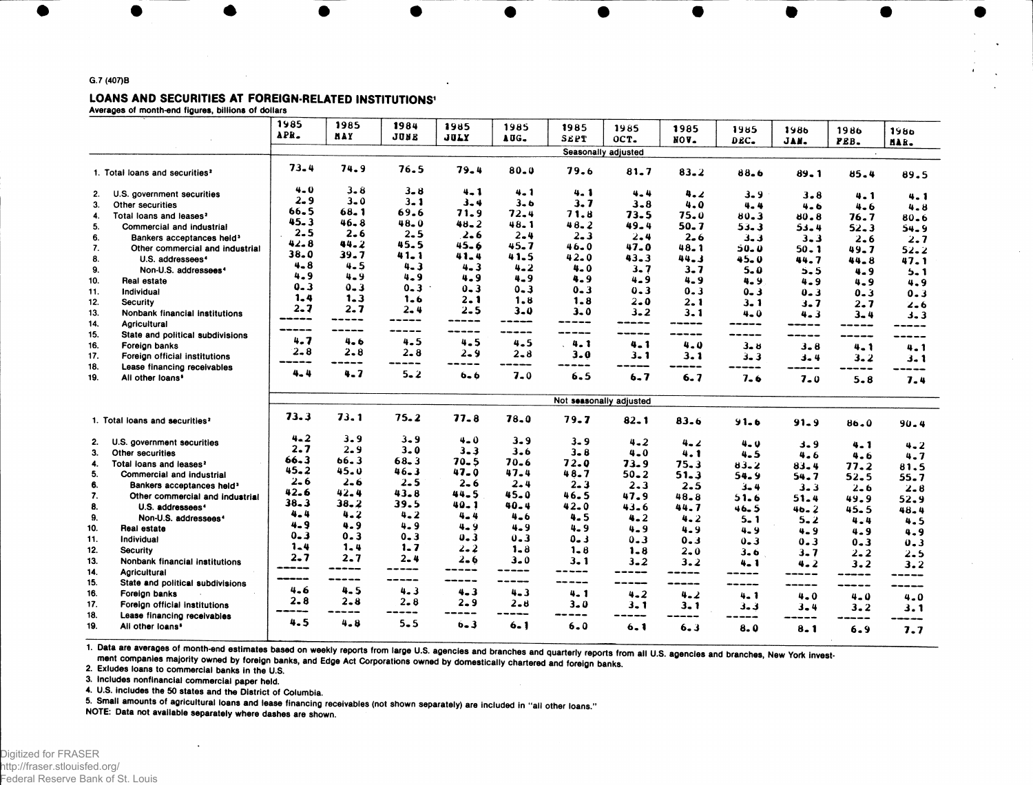G.7 (407)B

## LOANS AND SECURITIES AT FOREIGN-RELATED INSTITUTIONS[1]

Averages of month-end figures, billions of dollars

| | 1985 APR. | 1985 MAY | 1984 JUNE | 1985 JULY | 1985 AUG. | 1985 SEPT | 1985 OCT. | 1985 NOV. | 1985 DEC. | 1986 JAN. | 1986 FEB. | 1986 MAR. |
|---|---|---|---|---|---|---|---|---|---|---|---|---|
| **Seasonally adjusted** | | | | | | | | | | | | |
| 1. Total loans and securities[2] | 73.4 | 74.9 | 76.5 | 79.4 | 80.0 | 79.6 | 81.7 | 83.2 | 88.6 | 89.1 | 85.4 | 89.5 |
| 2. U.S. government securities | 4.0 | 3.8 | 3.8 | 4.1 | 4.1 | 4.1 | 4.4 | 4.2 | 3.9 | 3.8 | 4.1 | 4.1 |
| 3. Other securities | 2.9 | 3.0 | 3.1 | 3.4 | 3.6 | 3.7 | 3.8 | 4.0 | 4.4 | 4.6 | 4.6 | 4.8 |
| 4. Total loans and leases[2] | 66.5 | 68.1 | 69.6 | 71.9 | 72.4 | 71.8 | 73.5 | 75.0 | 80.3 | 80.8 | 76.7 | 80.6 |
| 5. Commercial and industrial | 45.3 | 46.8 | 48.0 | 48.2 | 48.1 | 48.2 | 49.4 | 50.7 | 53.3 | 53.4 | 52.3 | 54.9 |
| 6. Bankers acceptances held[3] | 2.5 | 2.6 | 2.5 | 2.6 | 2.4 | 2.3 | 2.4 | 2.6 | 3.3 | 3.3 | 2.6 | 2.7 |
| 7. Other commercial and industrial | 42.8 | 44.2 | 45.5 | 45.6 | 45.7 | 46.0 | 47.0 | 48.1 | 50.0 | 50.1 | 49.7 | 52.2 |
| 8. U.S. addressees[4] | 38.0 | 39.7 | 41.1 | 41.4 | 41.5 | 42.0 | 43.3 | 44.3 | 45.0 | 44.7 | 44.8 | 47.1 |
| 9. Non-U.S. addressees[4] | 4.8 | 4.5 | 4.3 | 4.3 | 4.2 | 4.0 | 3.7 | 3.7 | 5.0 | 5.5 | 4.9 | 5.1 |
| 10. Real estate | 4.9 | 4.9 | 4.9 | 4.9 | 4.9 | 4.9 | 4.9 | 4.9 | 4.9 | 4.9 | 4.9 | 4.9 |
| 11. Individual | 0.3 | 0.3 | 0.3 | 0.3 | 0.3 | 0.3 | 0.3 | 0.3 | 0.3 | 0.3 | 0.3 | 0.3 |
| 12. Security | 1.4 | 1.3 | 1.6 | 2.1 | 1.8 | 1.8 | 2.0 | 2.1 | 3.1 | 3.7 | 2.7 | 2.6 |
| 13. Nonbank financial institutions | 2.7 | 2.7 | 2.4 | 2.5 | 3.0 | 3.0 | 3.2 | 3.1 | 4.0 | 4.3 | 3.4 | 3.3 |
| 14. Agricultural | ----- | ----- | ----- | ----- | ----- | ----- | ----- | ----- | ----- | ----- | ----- | ----- |
| 15. State and political subdivisions | ----- | ----- | ----- | ----- | ----- | ----- | ----- | ----- | ----- | ----- | ----- | ----- |
| 16. Foreign banks | 4.7 | 4.6 | 4.5 | 4.5 | 4.5 | 4.1 | 4.1 | 4.0 | 3.8 | 3.8 | 4.1 | 4.1 |
| 17. Foreign official institutions | 2.8 | 2.8 | 2.8 | 2.9 | 2.8 | 3.0 | 3.1 | 3.1 | 3.3 | 3.4 | 3.2 | 3.1 |
| 18. Lease financing receivables | ----- | ----- | ----- | ----- | ----- | ----- | ----- | ----- | ----- | ----- | ----- | ----- |
| 19. All other loans[5] | 4.4 | 4.7 | 5.2 | 6.6 | 7.0 | 6.5 | 6.7 | 6.7 | 7.6 | 7.0 | 5.8 | 7.4 |
| **Not seasonally adjusted** | | | | | | | | | | | | |
| 1. Total loans and securities[2] | 73.3 | 73.1 | 75.2 | 77.8 | 78.0 | 79.7 | 82.1 | 83.6 | 91.6 | 91.9 | 86.0 | 90.4 |
| 2. U.S. government securities | 4.2 | 3.9 | 3.9 | 4.0 | 3.9 | 3.9 | 4.2 | 4.2 | 4.0 | 3.9 | 4.1 | 4.2 |
| 3. Other securities | 2.7 | 2.9 | 3.0 | 3.3 | 3.6 | 3.8 | 4.0 | 4.1 | 4.5 | 4.6 | 4.6 | 4.7 |
| 4. Total loans and leases[2] | 66.3 | 66.3 | 68.3 | 70.5 | 70.6 | 72.0 | 73.9 | 75.3 | 83.2 | 83.4 | 77.2 | 81.5 |
| 5. Commercial and industrial | 45.2 | 45.0 | 46.3 | 47.0 | 47.4 | 48.7 | 50.2 | 51.3 | 54.9 | 54.7 | 52.5 | 55.7 |
| 6. Bankers acceptances held[3] | 2.6 | 2.6 | 2.5 | 2.6 | 2.4 | 2.3 | 2.3 | 2.5 | 3.4 | 3.3 | 2.6 | 2.8 |
| 7. Other commercial and industrial | 42.6 | 42.4 | 43.8 | 44.5 | 45.0 | 46.5 | 47.9 | 48.8 | 51.6 | 51.4 | 49.9 | 52.9 |
| 8. U.S. addressees[4] | 38.3 | 38.2 | 39.5 | 40.1 | 40.4 | 42.0 | 43.6 | 44.7 | 46.5 | 46.2 | 45.5 | 48.4 |
| 9. Non-U.S. addressees[4] | 4.4 | 4.2 | 4.2 | 4.4 | 4.6 | 4.5 | 4.2 | 4.2 | 5.1 | 5.2 | 4.4 | 4.5 |
| 10. Real estate | 4.9 | 4.9 | 4.9 | 4.9 | 4.9 | 4.9 | 4.9 | 4.9 | 4.9 | 4.9 | 4.9 | 4.9 |
| 11. Individual | 0.3 | 0.3 | 0.3 | 0.3 | 0.3 | 0.3 | 0.3 | 0.3 | 0.3 | 0.3 | 0.3 | 0.3 |
| 12. Security | 1.4 | 1.4 | 1.7 | 2.2 | 1.8 | 1.8 | 1.8 | 2.0 | 3.6 | 3.7 | 2.2 | 2.5 |
| 13. Nonbank financial institutions | 2.7 | 2.7 | 2.4 | 2.6 | 3.0 | 3.1 | 3.2 | 3.2 | 4.1 | 4.2 | 3.2 | 3.2 |
| 14. Agricultural | ----- | ----- | ----- | ----- | ----- | ----- | ----- | ----- | ----- | ----- | ----- | ----- |
| 15. State and political subdivisions | ----- | ----- | ----- | ----- | ----- | ----- | ----- | ----- | ----- | ----- | ----- | ----- |
| 16. Foreign banks | 4.6 | 4.5 | 4.3 | 4.3 | 4.3 | 4.1 | 4.2 | 4.2 | 4.1 | 4.0 | 4.0 | 4.0 |
| 17. Foreign official institutions | 2.8 | 2.8 | 2.8 | 2.9 | 2.8 | 3.0 | 3.1 | 3.1 | 3.3 | 3.4 | 3.2 | 3.1 |
| 18. Lease financing receivables | ----- | ----- | ----- | ----- | ----- | ----- | ----- | ----- | ----- | ----- | ----- | ----- |
| 19. All other loans[5] | 4.5 | 4.8 | 5.5 | 6.3 | 6.1 | 6.0 | 6.1 | 6.3 | 8.0 | 8.1 | 6.9 | 7.7 |

1. Data are averages of month-end estimates based on weekly reports from large U.S. agencies and branches and quarterly reports from all U.S. agencies and branches, New York investment companies majority owned by foreign banks, and Edge Act Corporations owned by domestically chartered and foreign banks.
2. Exludes loans to commercial banks in the U.S.
3. Includes nonfinancial commercial paper held.
4. U.S. includes the 50 states and the District of Columbia.
5. Small amounts of agricultural loans and lease financing receivables (not shown separately) are included in "all other loans."

NOTE: Data not available separately where dashes are shown.